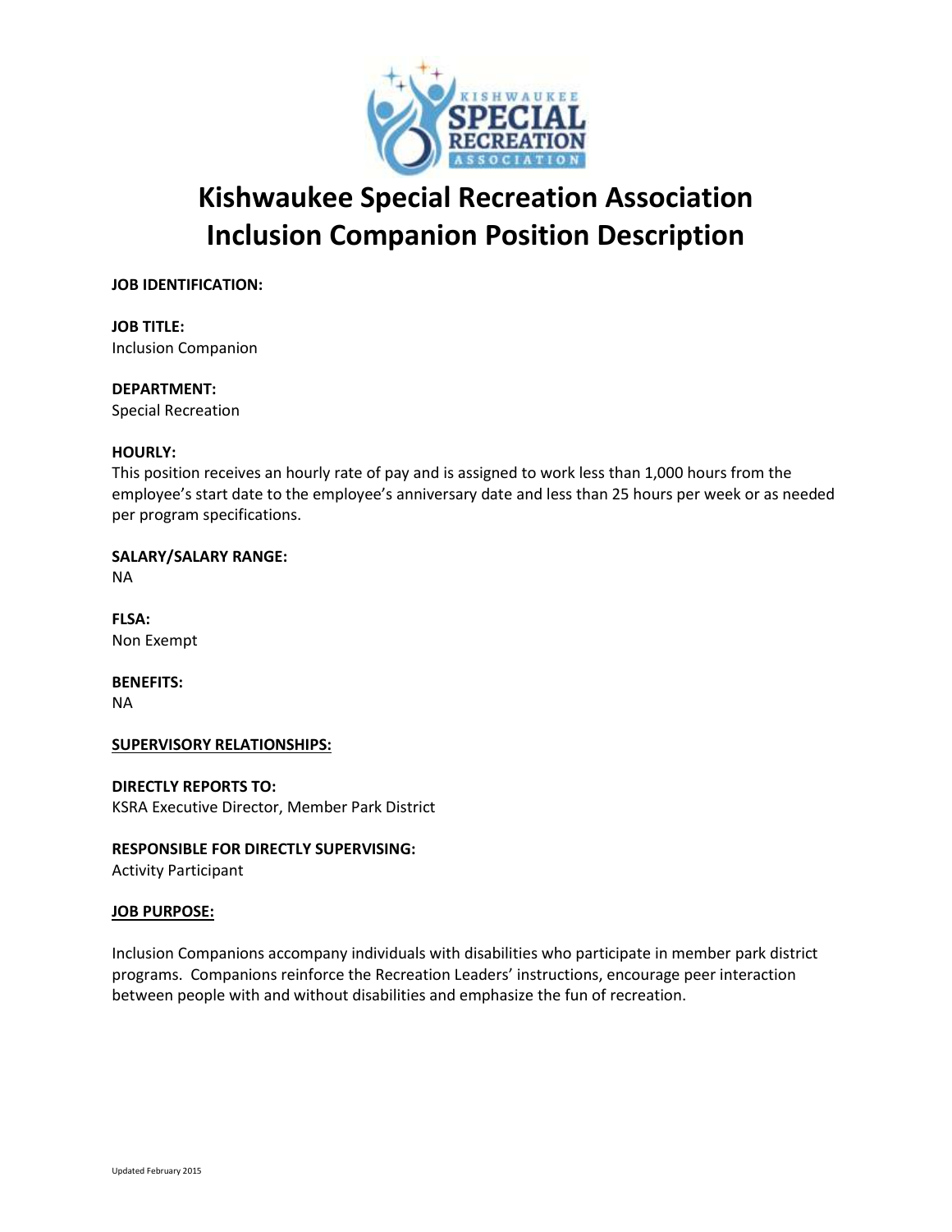# Kishwaukee Special Recreation Association
# Inclusion Companion Position Description

**JOB IDENTIFICATION:**

**JOB TITLE:**
Inclusion Companion

**DEPARTMENT:**
Special Recreation

**HOURLY:**
This position receives an hourly rate of pay and is assigned to work less than 1,000 hours from the employee's start date to the employee's anniversary date and less than 25 hours per week or as needed per program specifications.

**SALARY/SALARY RANGE:**
NA

**FLSA:**
Non Exempt

**BENEFITS:**
NA

**SUPERVISORY RELATIONSHIPS:**

**DIRECTLY REPORTS TO:**
KSRA Executive Director, Member Park District

**RESPONSIBLE FOR DIRECTLY SUPERVISING:**
Activity Participant

**JOB PURPOSE:**

Inclusion Companions accompany individuals with disabilities who participate in member park district programs. Companions reinforce the Recreation Leaders' instructions, encourage peer interaction between people with and without disabilities and emphasize the fun of recreation.

Updated February 2015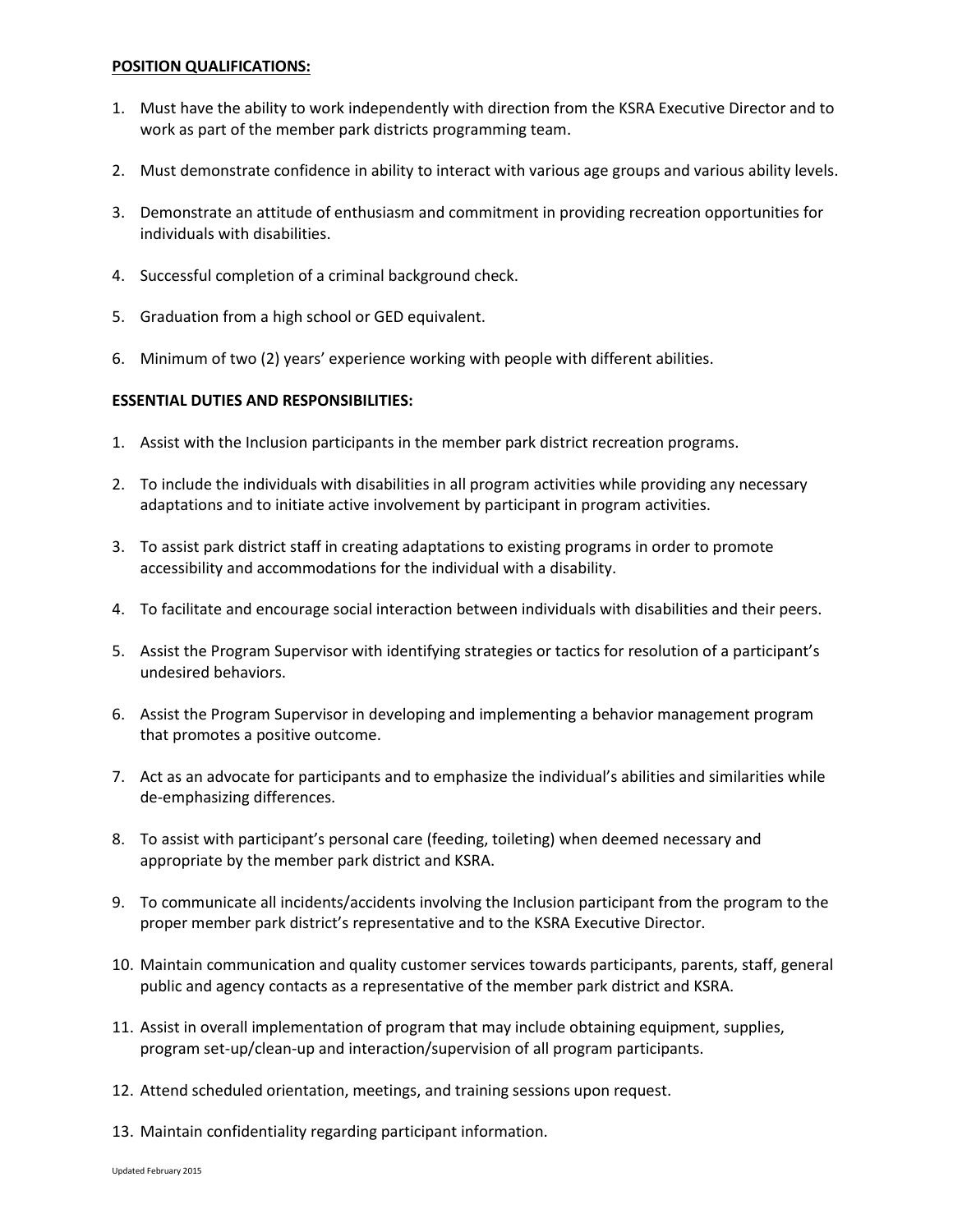**POSITION QUALIFICATIONS:**

1. Must have the ability to work independently with direction from the KSRA Executive Director and to work as part of the member park districts programming team.

2. Must demonstrate confidence in ability to interact with various age groups and various ability levels.

3. Demonstrate an attitude of enthusiasm and commitment in providing recreation opportunities for individuals with disabilities.

4. Successful completion of a criminal background check.

5. Graduation from a high school or GED equivalent.

6. Minimum of two (2) years' experience working with people with different abilities.

**ESSENTIAL DUTIES AND RESPONSIBILITIES:**

1. Assist with the Inclusion participants in the member park district recreation programs.

2. To include the individuals with disabilities in all program activities while providing any necessary adaptations and to initiate active involvement by participant in program activities.

3. To assist park district staff in creating adaptations to existing programs in order to promote accessibility and accommodations for the individual with a disability.

4. To facilitate and encourage social interaction between individuals with disabilities and their peers.

5. Assist the Program Supervisor with identifying strategies or tactics for resolution of a participant's undesired behaviors.

6. Assist the Program Supervisor in developing and implementing a behavior management program that promotes a positive outcome.

7. Act as an advocate for participants and to emphasize the individual's abilities and similarities while de-emphasizing differences.

8. To assist with participant's personal care (feeding, toileting) when deemed necessary and appropriate by the member park district and KSRA.

9. To communicate all incidents/accidents involving the Inclusion participant from the program to the proper member park district's representative and to the KSRA Executive Director.

10. Maintain communication and quality customer services towards participants, parents, staff, general public and agency contacts as a representative of the member park district and KSRA.

11. Assist in overall implementation of program that may include obtaining equipment, supplies, program set-up/clean-up and interaction/supervision of all program participants.

12. Attend scheduled orientation, meetings, and training sessions upon request.

13. Maintain confidentiality regarding participant information.

Updated February 2015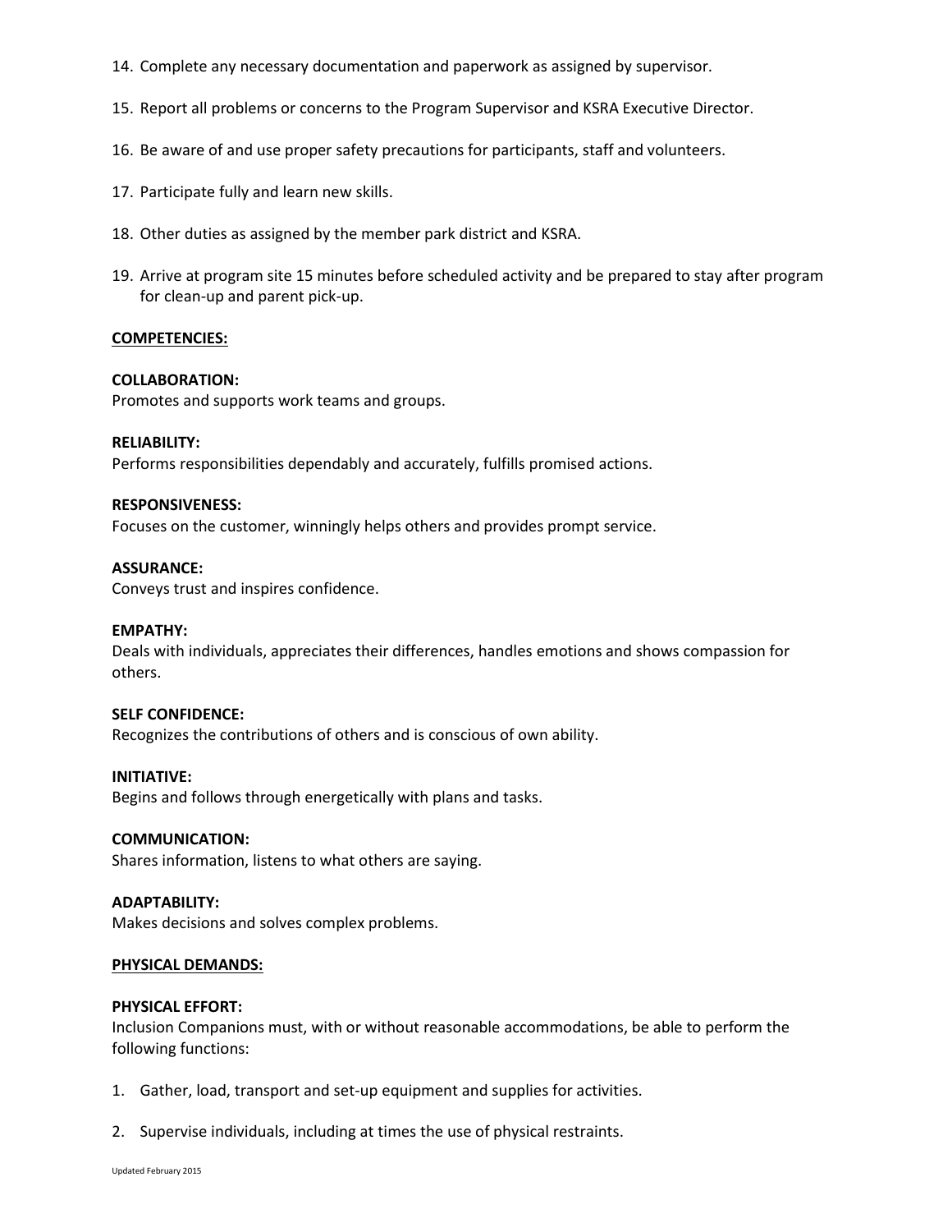14. Complete any necessary documentation and paperwork as assigned by supervisor.

15. Report all problems or concerns to the Program Supervisor and KSRA Executive Director.

16. Be aware of and use proper safety precautions for participants, staff and volunteers.

17. Participate fully and learn new skills.

18. Other duties as assigned by the member park district and KSRA.

19. Arrive at program site 15 minutes before scheduled activity and be prepared to stay after program for clean-up and parent pick-up.

<u>**COMPETENCIES:**</u>

**COLLABORATION:**
Promotes and supports work teams and groups.

**RELIABILITY:**
Performs responsibilities dependably and accurately, fulfills promised actions.

**RESPONSIVENESS:**
Focuses on the customer, winningly helps others and provides prompt service.

**ASSURANCE:**
Conveys trust and inspires confidence.

**EMPATHY:**
Deals with individuals, appreciates their differences, handles emotions and shows compassion for others.

**SELF CONFIDENCE:**
Recognizes the contributions of others and is conscious of own ability.

**INITIATIVE:**
Begins and follows through energetically with plans and tasks.

**COMMUNICATION:**
Shares information, listens to what others are saying.

**ADAPTABILITY:**
Makes decisions and solves complex problems.

<u>**PHYSICAL DEMANDS:**</u>

**PHYSICAL EFFORT:**
Inclusion Companions must, with or without reasonable accommodations, be able to perform the following functions:

1. Gather, load, transport and set-up equipment and supplies for activities.

2. Supervise individuals, including at times the use of physical restraints.

Updated February 2015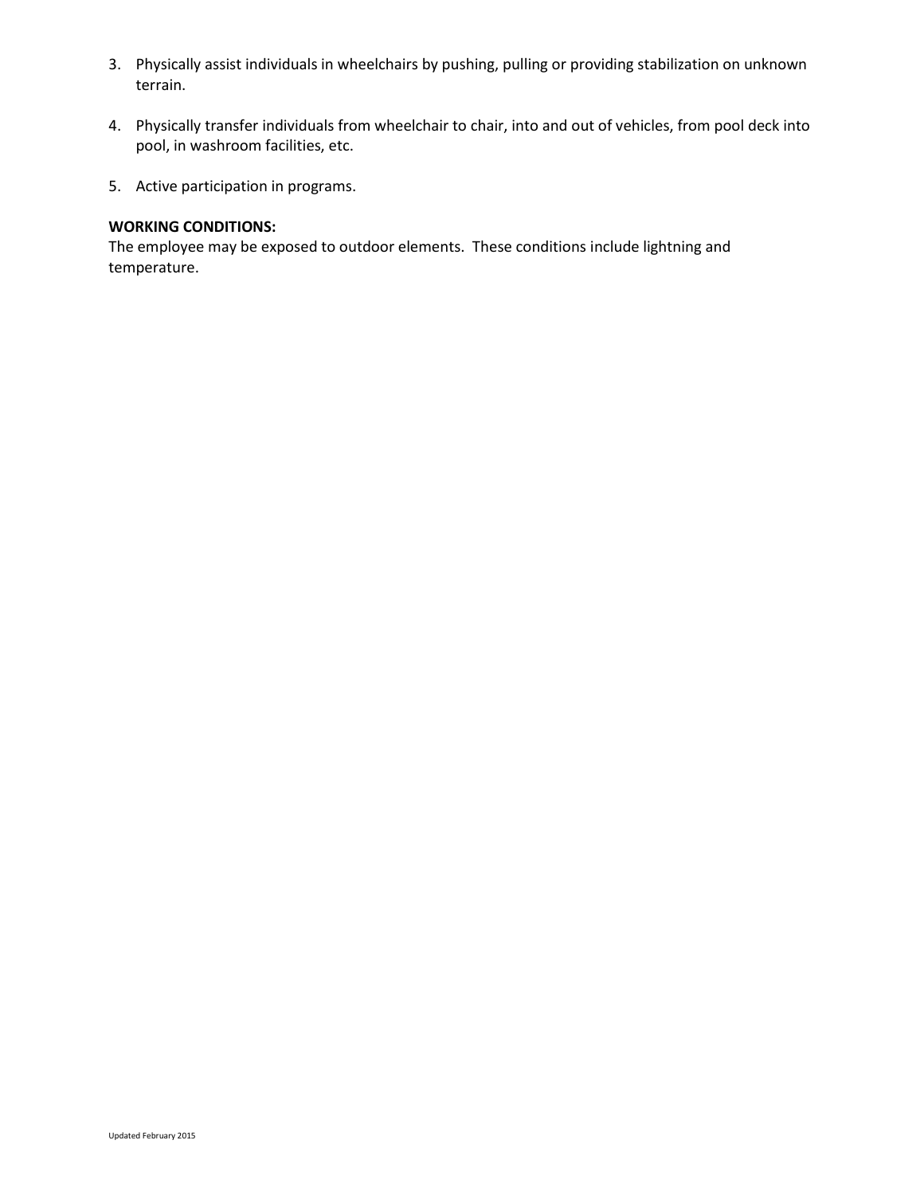3. Physically assist individuals in wheelchairs by pushing, pulling or providing stabilization on unknown terrain.

4. Physically transfer individuals from wheelchair to chair, into and out of vehicles, from pool deck into pool, in washroom facilities, etc.

5. Active participation in programs.

**WORKING CONDITIONS:**
The employee may be exposed to outdoor elements. These conditions include lightning and temperature.